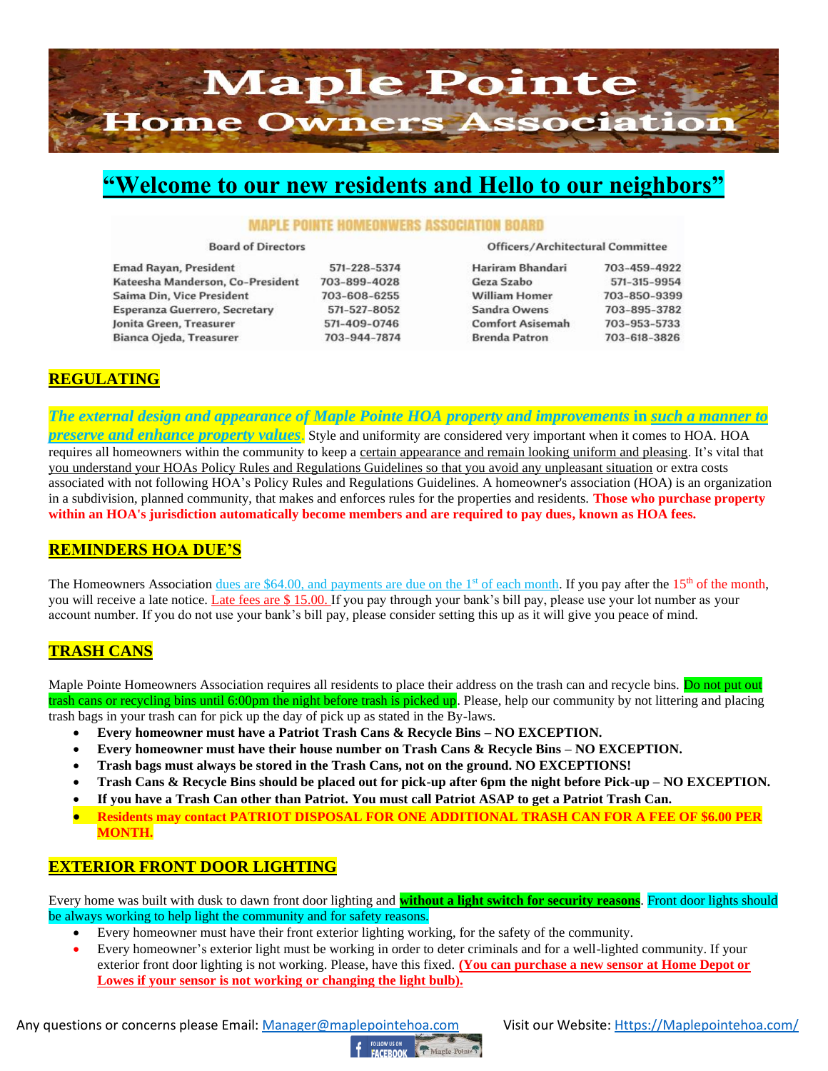# Maple Pointe
## Home Owners Association

## "Welcome to our new residents and Hello to our neighbors"

**MAPLE POINTE HOMEONWERS ASSOCIATION BOARD**

| Board of Directors | | Officers/Architectural Committee | |
|---|---|---|---|
| Emad Rayan, President | 571-228-5374 | Hariram Bhandari | 703-459-4922 |
| Kateesha Manderson, Co-President | 703-899-4028 | Geza Szabo | 571-315-9954 |
| Saima Din, Vice President | 703-608-6255 | William Homer | 703-850-9399 |
| Esperanza Guerrero, Secretary | 571-527-8052 | Sandra Owens | 703-895-3782 |
| Jonita Green, Treasurer | 571-409-0746 | Comfort Asisemah | 703-953-5733 |
| Bianca Ojeda, Treasurer | 703-944-7874 | Brenda Patron | 703-618-3826 |

### REGULATING

***The external design and appearance of Maple Pointe HOA property and improvements* in *such a manner to preserve and enhance property values*.** Style and uniformity are considered very important when it comes to HOA. HOA requires all homeowners within the community to keep a certain appearance and remain looking uniform and pleasing. It's vital that you understand your HOAs Policy Rules and Regulations Guidelines so that you avoid any unpleasant situation or extra costs associated with not following HOA's Policy Rules and Regulations Guidelines. A homeowner's association (HOA) is an organization in a subdivision, planned community, that makes and enforces rules for the properties and residents. **Those who purchase property within an HOA's jurisdiction automatically become members and are required to pay dues, known as HOA fees.**

### REMINDERS HOA DUE'S

The Homeowners Association dues are $64.00, and payments are due on the 1st of each month. If you pay after the 15th of the month, you will receive a late notice. Late fees are $ 15.00. If you pay through your bank's bill pay, please use your lot number as your account number. If you do not use your bank's bill pay, please consider setting this up as it will give you peace of mind.

### TRASH CANS

Maple Pointe Homeowners Association requires all residents to place their address on the trash can and recycle bins. Do not put out trash cans or recycling bins until 6:00pm the night before trash is picked up. Please, help our community by not littering and placing trash bags in your trash can for pick up the day of pick up as stated in the By-laws.

- **Every homeowner must have a Patriot Trash Cans & Recycle Bins – NO EXCEPTION.**
- **Every homeowner must have their house number on Trash Cans & Recycle Bins – NO EXCEPTION.**
- **Trash bags must always be stored in the Trash Cans, not on the ground. NO EXCEPTIONS!**
- **Trash Cans & Recycle Bins should be placed out for pick-up after 6pm the night before Pick-up – NO EXCEPTION.**
- **If you have a Trash Can other than Patriot. You must call Patriot ASAP to get a Patriot Trash Can.**
- **Residents may contact PATRIOT DISPOSAL FOR ONE ADDITIONAL TRASH CAN FOR A FEE OF $6.00 PER MONTH.**

### EXTERIOR FRONT DOOR LIGHTING

Every home was built with dusk to dawn front door lighting and **without a light switch for security reasons**. Front door lights should be always working to help light the community and for safety reasons.

- Every homeowner must have their front exterior lighting working, for the safety of the community.
- Every homeowner's exterior light must be working in order to deter criminals and for a well-lighted community. If your exterior front door lighting is not working. Please, have this fixed. **(You can purchase a new sensor at Home Depot or Lowes if your sensor is not working or changing the light bulb).**

Any questions or concerns please Email: Manager@maplepointehoa.com Visit our Website: Https://Maplepointehoa.com/

FOLLOW US ON FACEBOOK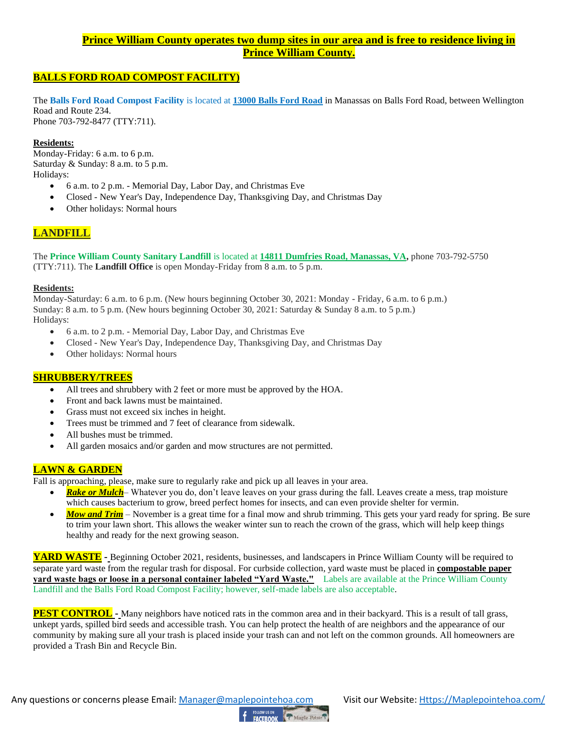**Prince William County operates two dump sites in our area and is free to residence living in Prince William County.**

## BALLS FORD ROAD COMPOST FACILITY)

The **Balls Ford Road Compost Facility** is located at **13000 Balls Ford Road** in Manassas on Balls Ford Road, between Wellington Road and Route 234.
Phone 703-792-8477 (TTY:711).

**Residents:**
Monday-Friday: 6 a.m. to 6 p.m.
Saturday & Sunday: 8 a.m. to 5 p.m.
Holidays:

- 6 a.m. to 2 p.m. - Memorial Day, Labor Day, and Christmas Eve
- Closed - New Year's Day, Independence Day, Thanksgiving Day, and Christmas Day
- Other holidays: Normal hours

## LANDFILL

The **Prince William County Sanitary Landfill** is located at **14811 Dumfries Road, Manassas, VA,** phone 703-792-5750 (TTY:711). The **Landfill Office** is open Monday-Friday from 8 a.m. to 5 p.m.

**Residents:**
Monday-Saturday: 6 a.m. to 6 p.m. (New hours beginning October 30, 2021: Monday - Friday, 6 a.m. to 6 p.m.)
Sunday: 8 a.m. to 5 p.m. (New hours beginning October 30, 2021: Saturday & Sunday 8 a.m. to 5 p.m.)
Holidays:

- 6 a.m. to 2 p.m. - Memorial Day, Labor Day, and Christmas Eve
- Closed - New Year's Day, Independence Day, Thanksgiving Day, and Christmas Day
- Other holidays: Normal hours

## SHRUBBERY/TREES

- All trees and shrubbery with 2 feet or more must be approved by the HOA.
- Front and back lawns must be maintained.
- Grass must not exceed six inches in height.
- Trees must be trimmed and 7 feet of clearance from sidewalk.
- All bushes must be trimmed.
- All garden mosaics and/or garden and mow structures are not permitted.

## LAWN & GARDEN

Fall is approaching, please, make sure to regularly rake and pick up all leaves in your area.

- ***Rake or Mulch***– Whatever you do, don't leave leaves on your grass during the fall. Leaves create a mess, trap moisture which causes bacterium to grow, breed perfect homes for insects, and can even provide shelter for vermin.
- ***Mow and Trim*** – November is a great time for a final mow and shrub trimming. This gets your yard ready for spring. Be sure to trim your lawn short. This allows the weaker winter sun to reach the crown of the grass, which will help keep things healthy and ready for the next growing season.

**YARD WASTE** - Beginning October 2021, residents, businesses, and landscapers in Prince William County will be required to separate yard waste from the regular trash for disposal. For curbside collection, yard waste must be placed in **compostable paper yard waste bags or loose in a personal container labeled "Yard Waste."** Labels are available at the Prince William County Landfill and the Balls Ford Road Compost Facility; however, self-made labels are also acceptable.

**PEST CONTROL** - Many neighbors have noticed rats in the common area and in their backyard. This is a result of tall grass, unkept yards, spilled bird seeds and accessible trash. You can help protect the health of are neighbors and the appearance of our community by making sure all your trash is placed inside your trash can and not left on the common grounds. All homeowners are provided a Trash Bin and Recycle Bin.

Any questions or concerns please Email: Manager@maplepointehoa.com Visit our Website: Https://Maplepointehoa.com/